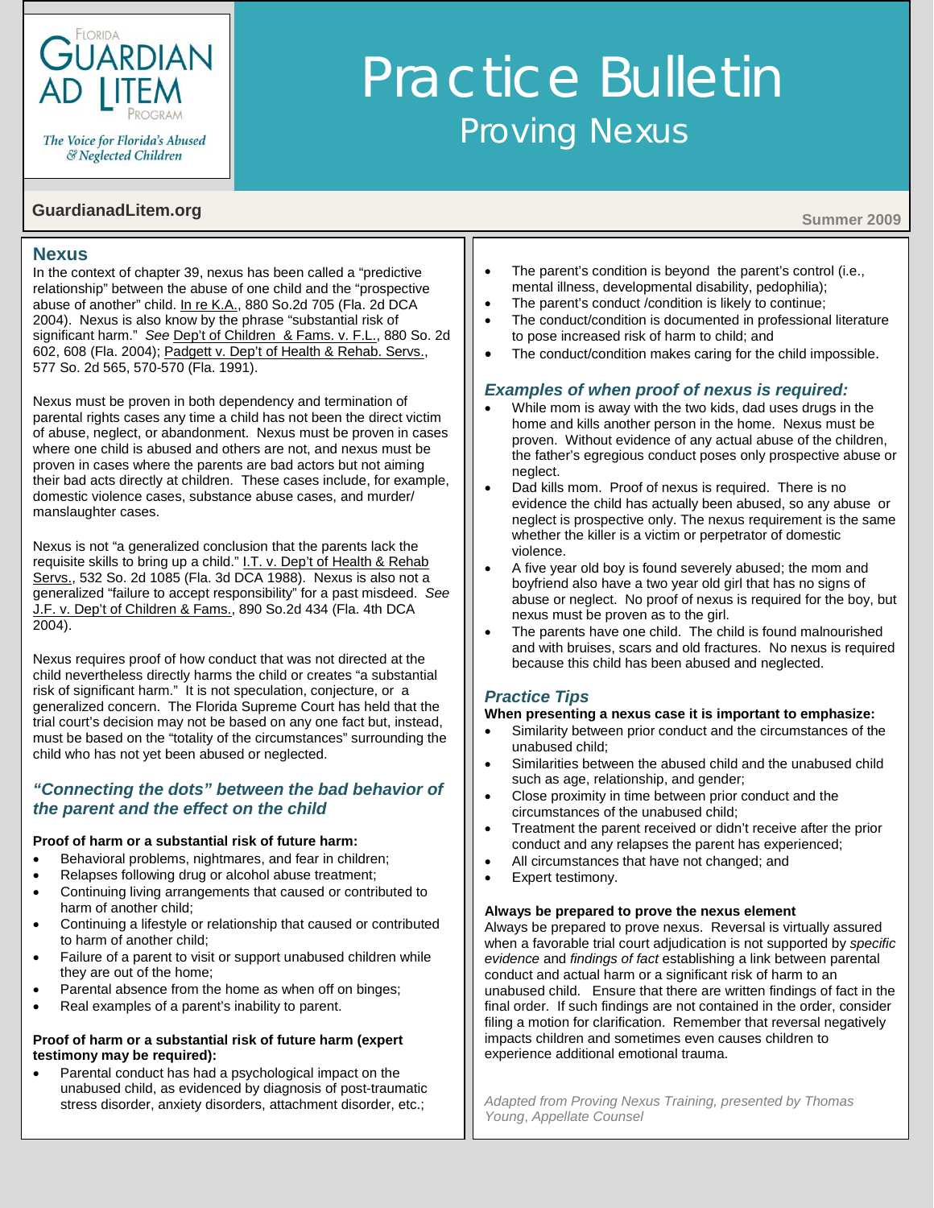Florida Guardian ad Litem Program

*The Voice for Florida's Abused & Neglected Children*

# Practice Bulletin

## Proving Nexus

GuardianadLitem.org

Summer 2009

## Nexus

In the context of chapter 39, nexus has been called a "predictive relationship" between the abuse of one child and the "prospective abuse of another" child. In re K.A., 880 So.2d 705 (Fla. 2d DCA 2004). Nexus is also know by the phrase "substantial risk of significant harm." *See* Dep't of Children & Fams. v. F.L., 880 So. 2d 602, 608 (Fla. 2004); Padgett v. Dep't of Health & Rehab. Servs., 577 So. 2d 565, 570-570 (Fla. 1991).

Nexus must be proven in both dependency and termination of parental rights cases any time a child has not been the direct victim of abuse, neglect, or abandonment. Nexus must be proven in cases where one child is abused and others are not, and nexus must be proven in cases where the parents are bad actors but not aiming their bad acts directly at children. These cases include, for example, domestic violence cases, substance abuse cases, and murder/ manslaughter cases.

Nexus is not "a generalized conclusion that the parents lack the requisite skills to bring up a child." I.T. v. Dep't of Health & Rehab Servs., 532 So. 2d 1085 (Fla. 3d DCA 1988). Nexus is also not a generalized "failure to accept responsibility" for a past misdeed. *See* J.F. v. Dep't of Children & Fams., 890 So.2d 434 (Fla. 4th DCA 2004).

Nexus requires proof of how conduct that was not directed at the child nevertheless directly harms the child or creates "a substantial risk of significant harm." It is not speculation, conjecture, or a generalized concern. The Florida Supreme Court has held that the trial court's decision may not be based on any one fact but, instead, must be based on the "totality of the circumstances" surrounding the child who has not yet been abused or neglected.

### *"Connecting the dots" between the bad behavior of the parent and the effect on the child*

**Proof of harm or a substantial risk of future harm:**

- Behavioral problems, nightmares, and fear in children;
- Relapses following drug or alcohol abuse treatment;
- Continuing living arrangements that caused or contributed to harm of another child;
- Continuing a lifestyle or relationship that caused or contributed to harm of another child;
- Failure of a parent to visit or support unabused children while they are out of the home;
- Parental absence from the home as when off on binges;
- Real examples of a parent's inability to parent.

**Proof of harm or a substantial risk of future harm (expert testimony may be required):**

- Parental conduct has had a psychological impact on the unabused child, as evidenced by diagnosis of post-traumatic stress disorder, anxiety disorders, attachment disorder, etc.;
- The parent's condition is beyond the parent's control (i.e., mental illness, developmental disability, pedophilia);
- The parent's conduct /condition is likely to continue;
- The conduct/condition is documented in professional literature to pose increased risk of harm to child; and
- The conduct/condition makes caring for the child impossible.

### *Examples of when proof of nexus is required:*

- While mom is away with the two kids, dad uses drugs in the home and kills another person in the home. Nexus must be proven. Without evidence of any actual abuse of the children, the father's egregious conduct poses only prospective abuse or neglect.
- Dad kills mom. Proof of nexus is required. There is no evidence the child has actually been abused, so any abuse or neglect is prospective only. The nexus requirement is the same whether the killer is a victim or perpetrator of domestic violence.
- A five year old boy is found severely abused; the mom and boyfriend also have a two year old girl that has no signs of abuse or neglect. No proof of nexus is required for the boy, but nexus must be proven as to the girl.
- The parents have one child. The child is found malnourished and with bruises, scars and old fractures. No nexus is required because this child has been abused and neglected.

### *Practice Tips*

**When presenting a nexus case it is important to emphasize:**

- Similarity between prior conduct and the circumstances of the unabused child;
- Similarities between the abused child and the unabused child such as age, relationship, and gender;
- Close proximity in time between prior conduct and the circumstances of the unabused child;
- Treatment the parent received or didn't receive after the prior conduct and any relapses the parent has experienced;
- All circumstances that have not changed; and
- Expert testimony.

**Always be prepared to prove the nexus element**

Always be prepared to prove nexus. Reversal is virtually assured when a favorable trial court adjudication is not supported by *specific evidence* and *findings of fact* establishing a link between parental conduct and actual harm or a significant risk of harm to an unabused child. Ensure that there are written findings of fact in the final order. If such findings are not contained in the order, consider filing a motion for clarification. Remember that reversal negatively impacts children and sometimes even causes children to experience additional emotional trauma.

*Adapted from Proving Nexus Training, presented by Thomas Young, Appellate Counsel*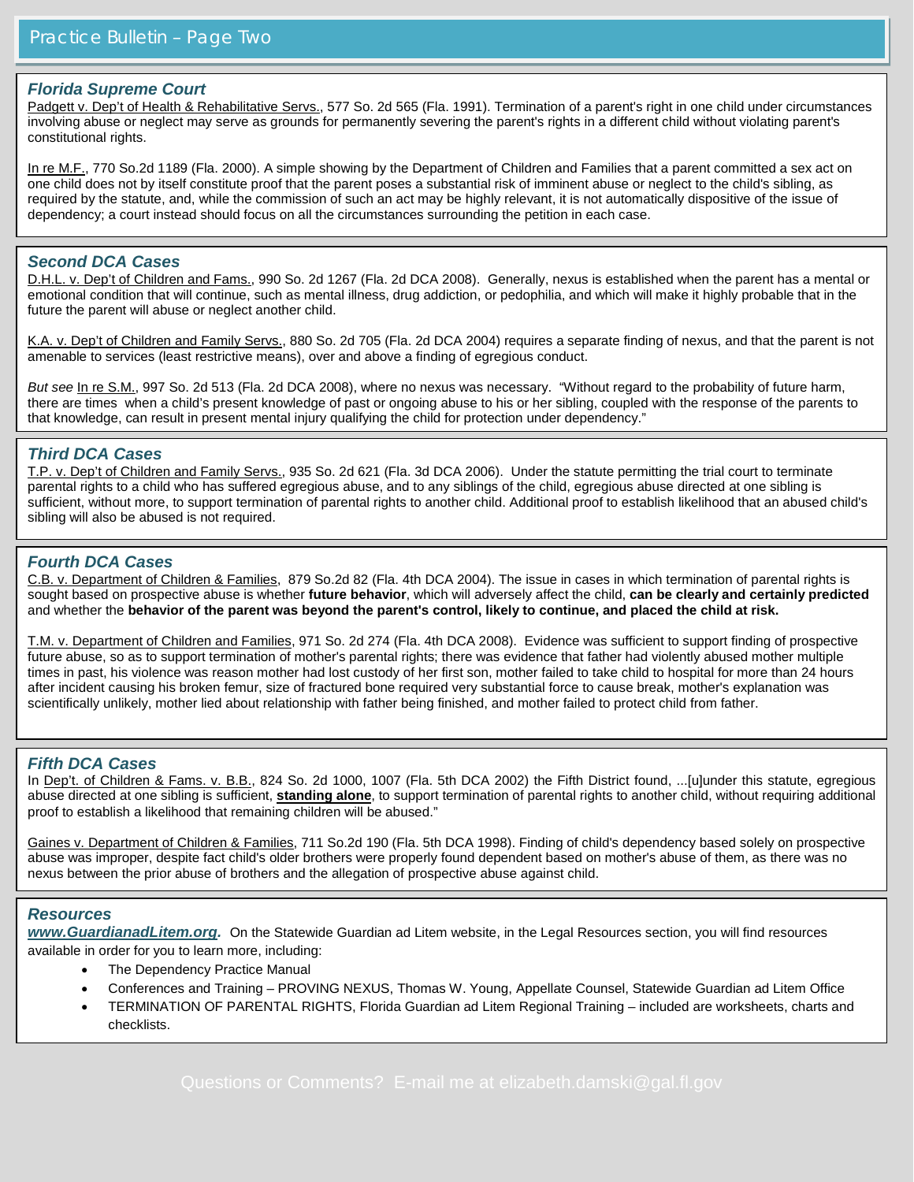# Practice Bulletin – Page Two

### *Florida Supreme Court*

Padgett v. Dep't of Health & Rehabilitative Servs., 577 So. 2d 565 (Fla. 1991). Termination of a parent's right in one child under circumstances involving abuse or neglect may serve as grounds for permanently severing the parent's rights in a different child without violating parent's constitutional rights.

In re M.F., 770 So.2d 1189 (Fla. 2000). A simple showing by the Department of Children and Families that a parent committed a sex act on one child does not by itself constitute proof that the parent poses a substantial risk of imminent abuse or neglect to the child's sibling, as required by the statute, and, while the commission of such an act may be highly relevant, it is not automatically dispositive of the issue of dependency; a court instead should focus on all the circumstances surrounding the petition in each case.

### *Second DCA Cases*

D.H.L. v. Dep't of Children and Fams., 990 So. 2d 1267 (Fla. 2d DCA 2008). Generally, nexus is established when the parent has a mental or emotional condition that will continue, such as mental illness, drug addiction, or pedophilia, and which will make it highly probable that in the future the parent will abuse or neglect another child.

K.A. v. Dep't of Children and Family Servs., 880 So. 2d 705 (Fla. 2d DCA 2004) requires a separate finding of nexus, and that the parent is not amenable to services (least restrictive means), over and above a finding of egregious conduct.

*But see* In re S.M., 997 So. 2d 513 (Fla. 2d DCA 2008), where no nexus was necessary. "Without regard to the probability of future harm, there are times when a child's present knowledge of past or ongoing abuse to his or her sibling, coupled with the response of the parents to that knowledge, can result in present mental injury qualifying the child for protection under dependency."

### *Third DCA Cases*

T.P. v. Dep't of Children and Family Servs., 935 So. 2d 621 (Fla. 3d DCA 2006). Under the statute permitting the trial court to terminate parental rights to a child who has suffered egregious abuse, and to any siblings of the child, egregious abuse directed at one sibling is sufficient, without more, to support termination of parental rights to another child. Additional proof to establish likelihood that an abused child's sibling will also be abused is not required.

### *Fourth DCA Cases*

C.B. v. Department of Children & Families, 879 So.2d 82 (Fla. 4th DCA 2004). The issue in cases in which termination of parental rights is sought based on prospective abuse is whether **future behavior**, which will adversely affect the child, **can be clearly and certainly predicted** and whether the **behavior of the parent was beyond the parent's control, likely to continue, and placed the child at risk.**

T.M. v. Department of Children and Families, 971 So. 2d 274 (Fla. 4th DCA 2008). Evidence was sufficient to support finding of prospective future abuse, so as to support termination of mother's parental rights; there was evidence that father had violently abused mother multiple times in past, his violence was reason mother had lost custody of her first son, mother failed to take child to hospital for more than 24 hours after incident causing his broken femur, size of fractured bone required very substantial force to cause break, mother's explanation was scientifically unlikely, mother lied about relationship with father being finished, and mother failed to protect child from father.

### *Fifth DCA Cases*

In Dep't. of Children & Fams. v. B.B., 824 So. 2d 1000, 1007 (Fla. 5th DCA 2002) the Fifth District found, ...[u]under this statute, egregious abuse directed at one sibling is sufficient, **standing alone**, to support termination of parental rights to another child, without requiring additional proof to establish a likelihood that remaining children will be abused."

Gaines v. Department of Children & Families, 711 So.2d 190 (Fla. 5th DCA 1998). Finding of child's dependency based solely on prospective abuse was improper, despite fact child's older brothers were properly found dependent based on mother's abuse of them, as there was no nexus between the prior abuse of brothers and the allegation of prospective abuse against child.

### *Resources*

***www.GuardianadLitem.org.*** On the Statewide Guardian ad Litem website, in the Legal Resources section, you will find resources available in order for you to learn more, including:

- The Dependency Practice Manual
- Conferences and Training – PROVING NEXUS, Thomas W. Young, Appellate Counsel, Statewide Guardian ad Litem Office
- TERMINATION OF PARENTAL RIGHTS, Florida Guardian ad Litem Regional Training – included are worksheets, charts and checklists.

Questions or Comments? E-mail me at elizabeth.damski@gal.fl.gov